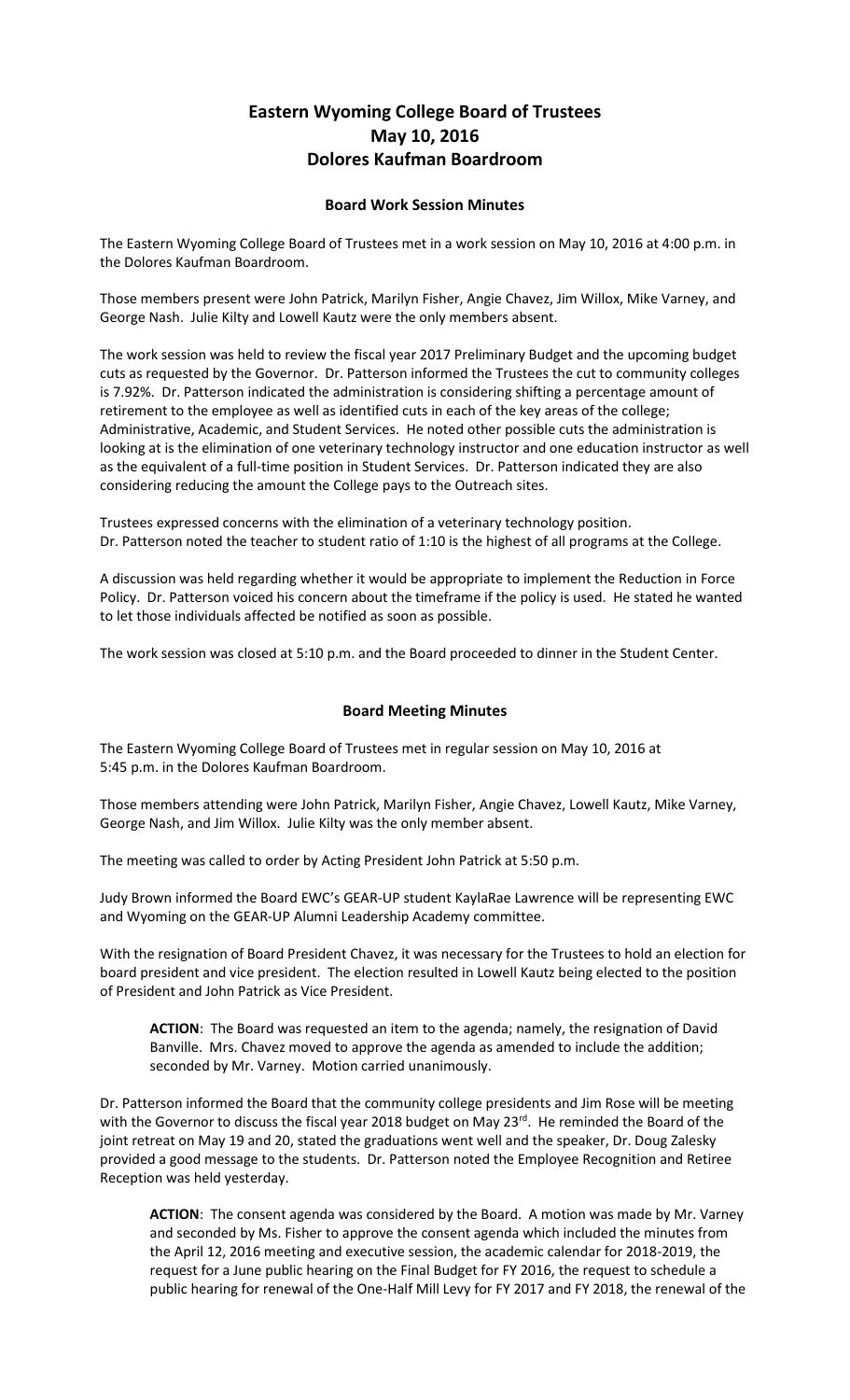# Eastern Wyoming College Board of Trustees
# May 10, 2016
# Dolores Kaufman Boardroom

### Board Work Session Minutes

The Eastern Wyoming College Board of Trustees met in a work session on May 10, 2016 at 4:00 p.m. in the Dolores Kaufman Boardroom.

Those members present were John Patrick, Marilyn Fisher, Angie Chavez, Jim Willox, Mike Varney, and George Nash. Julie Kilty and Lowell Kautz were the only members absent.

The work session was held to review the fiscal year 2017 Preliminary Budget and the upcoming budget cuts as requested by the Governor. Dr. Patterson informed the Trustees the cut to community colleges is 7.92%. Dr. Patterson indicated the administration is considering shifting a percentage amount of retirement to the employee as well as identified cuts in each of the key areas of the college; Administrative, Academic, and Student Services. He noted other possible cuts the administration is looking at is the elimination of one veterinary technology instructor and one education instructor as well as the equivalent of a full-time position in Student Services. Dr. Patterson indicated they are also considering reducing the amount the College pays to the Outreach sites.

Trustees expressed concerns with the elimination of a veterinary technology position.
Dr. Patterson noted the teacher to student ratio of 1:10 is the highest of all programs at the College.

A discussion was held regarding whether it would be appropriate to implement the Reduction in Force Policy. Dr. Patterson voiced his concern about the timeframe if the policy is used. He stated he wanted to let those individuals affected be notified as soon as possible.

The work session was closed at 5:10 p.m. and the Board proceeded to dinner in the Student Center.

### Board Meeting Minutes

The Eastern Wyoming College Board of Trustees met in regular session on May 10, 2016 at 5:45 p.m. in the Dolores Kaufman Boardroom.

Those members attending were John Patrick, Marilyn Fisher, Angie Chavez, Lowell Kautz, Mike Varney, George Nash, and Jim Willox. Julie Kilty was the only member absent.

The meeting was called to order by Acting President John Patrick at 5:50 p.m.

Judy Brown informed the Board EWC's GEAR-UP student KaylaRae Lawrence will be representing EWC and Wyoming on the GEAR-UP Alumni Leadership Academy committee.

With the resignation of Board President Chavez, it was necessary for the Trustees to hold an election for board president and vice president. The election resulted in Lowell Kautz being elected to the position of President and John Patrick as Vice President.

> **ACTION**: The Board was requested an item to the agenda; namely, the resignation of David Banville. Mrs. Chavez moved to approve the agenda as amended to include the addition; seconded by Mr. Varney. Motion carried unanimously.

Dr. Patterson informed the Board that the community college presidents and Jim Rose will be meeting with the Governor to discuss the fiscal year 2018 budget on May 23rd. He reminded the Board of the joint retreat on May 19 and 20, stated the graduations went well and the speaker, Dr. Doug Zalesky provided a good message to the students. Dr. Patterson noted the Employee Recognition and Retiree Reception was held yesterday.

> **ACTION**: The consent agenda was considered by the Board. A motion was made by Mr. Varney and seconded by Ms. Fisher to approve the consent agenda which included the minutes from the April 12, 2016 meeting and executive session, the academic calendar for 2018-2019, the request for a June public hearing on the Final Budget for FY 2016, the request to schedule a public hearing for renewal of the One-Half Mill Levy for FY 2017 and FY 2018, the renewal of the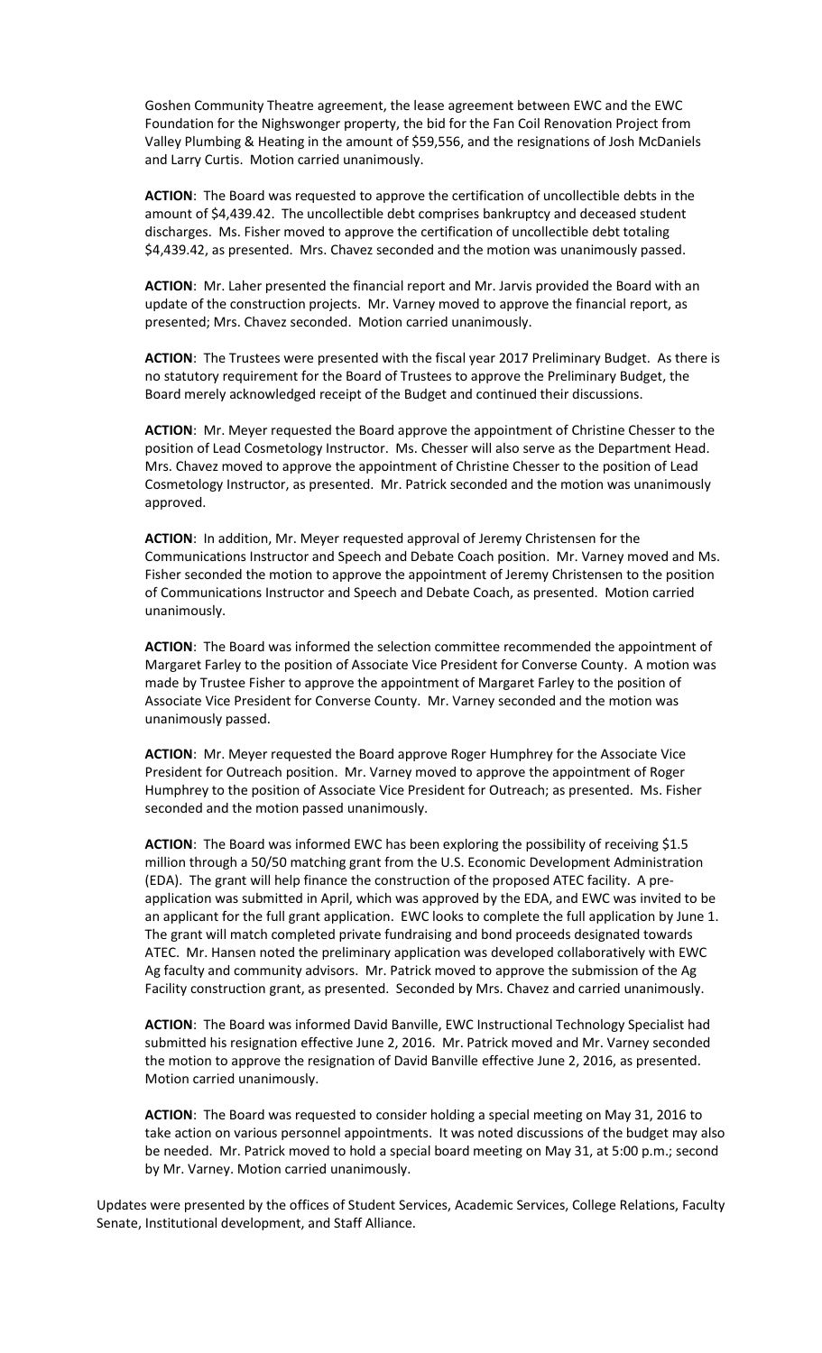Goshen Community Theatre agreement, the lease agreement between EWC and the EWC Foundation for the Nighswonger property, the bid for the Fan Coil Renovation Project from Valley Plumbing & Heating in the amount of $59,556, and the resignations of Josh McDaniels and Larry Curtis. Motion carried unanimously.

**ACTION**: The Board was requested to approve the certification of uncollectible debts in the amount of $4,439.42. The uncollectible debt comprises bankruptcy and deceased student discharges. Ms. Fisher moved to approve the certification of uncollectible debt totaling $4,439.42, as presented. Mrs. Chavez seconded and the motion was unanimously passed.

**ACTION**: Mr. Laher presented the financial report and Mr. Jarvis provided the Board with an update of the construction projects. Mr. Varney moved to approve the financial report, as presented; Mrs. Chavez seconded. Motion carried unanimously.

**ACTION**: The Trustees were presented with the fiscal year 2017 Preliminary Budget. As there is no statutory requirement for the Board of Trustees to approve the Preliminary Budget, the Board merely acknowledged receipt of the Budget and continued their discussions.

**ACTION**: Mr. Meyer requested the Board approve the appointment of Christine Chesser to the position of Lead Cosmetology Instructor. Ms. Chesser will also serve as the Department Head. Mrs. Chavez moved to approve the appointment of Christine Chesser to the position of Lead Cosmetology Instructor, as presented. Mr. Patrick seconded and the motion was unanimously approved.

**ACTION**: In addition, Mr. Meyer requested approval of Jeremy Christensen for the Communications Instructor and Speech and Debate Coach position. Mr. Varney moved and Ms. Fisher seconded the motion to approve the appointment of Jeremy Christensen to the position of Communications Instructor and Speech and Debate Coach, as presented. Motion carried unanimously.

**ACTION**: The Board was informed the selection committee recommended the appointment of Margaret Farley to the position of Associate Vice President for Converse County. A motion was made by Trustee Fisher to approve the appointment of Margaret Farley to the position of Associate Vice President for Converse County. Mr. Varney seconded and the motion was unanimously passed.

**ACTION**: Mr. Meyer requested the Board approve Roger Humphrey for the Associate Vice President for Outreach position. Mr. Varney moved to approve the appointment of Roger Humphrey to the position of Associate Vice President for Outreach; as presented. Ms. Fisher seconded and the motion passed unanimously.

**ACTION**: The Board was informed EWC has been exploring the possibility of receiving $1.5 million through a 50/50 matching grant from the U.S. Economic Development Administration (EDA). The grant will help finance the construction of the proposed ATEC facility. A pre-application was submitted in April, which was approved by the EDA, and EWC was invited to be an applicant for the full grant application. EWC looks to complete the full application by June 1. The grant will match completed private fundraising and bond proceeds designated towards ATEC. Mr. Hansen noted the preliminary application was developed collaboratively with EWC Ag faculty and community advisors. Mr. Patrick moved to approve the submission of the Ag Facility construction grant, as presented. Seconded by Mrs. Chavez and carried unanimously.

**ACTION**: The Board was informed David Banville, EWC Instructional Technology Specialist had submitted his resignation effective June 2, 2016. Mr. Patrick moved and Mr. Varney seconded the motion to approve the resignation of David Banville effective June 2, 2016, as presented. Motion carried unanimously.

**ACTION**: The Board was requested to consider holding a special meeting on May 31, 2016 to take action on various personnel appointments. It was noted discussions of the budget may also be needed. Mr. Patrick moved to hold a special board meeting on May 31, at 5:00 p.m.; second by Mr. Varney. Motion carried unanimously.

Updates were presented by the offices of Student Services, Academic Services, College Relations, Faculty Senate, Institutional development, and Staff Alliance.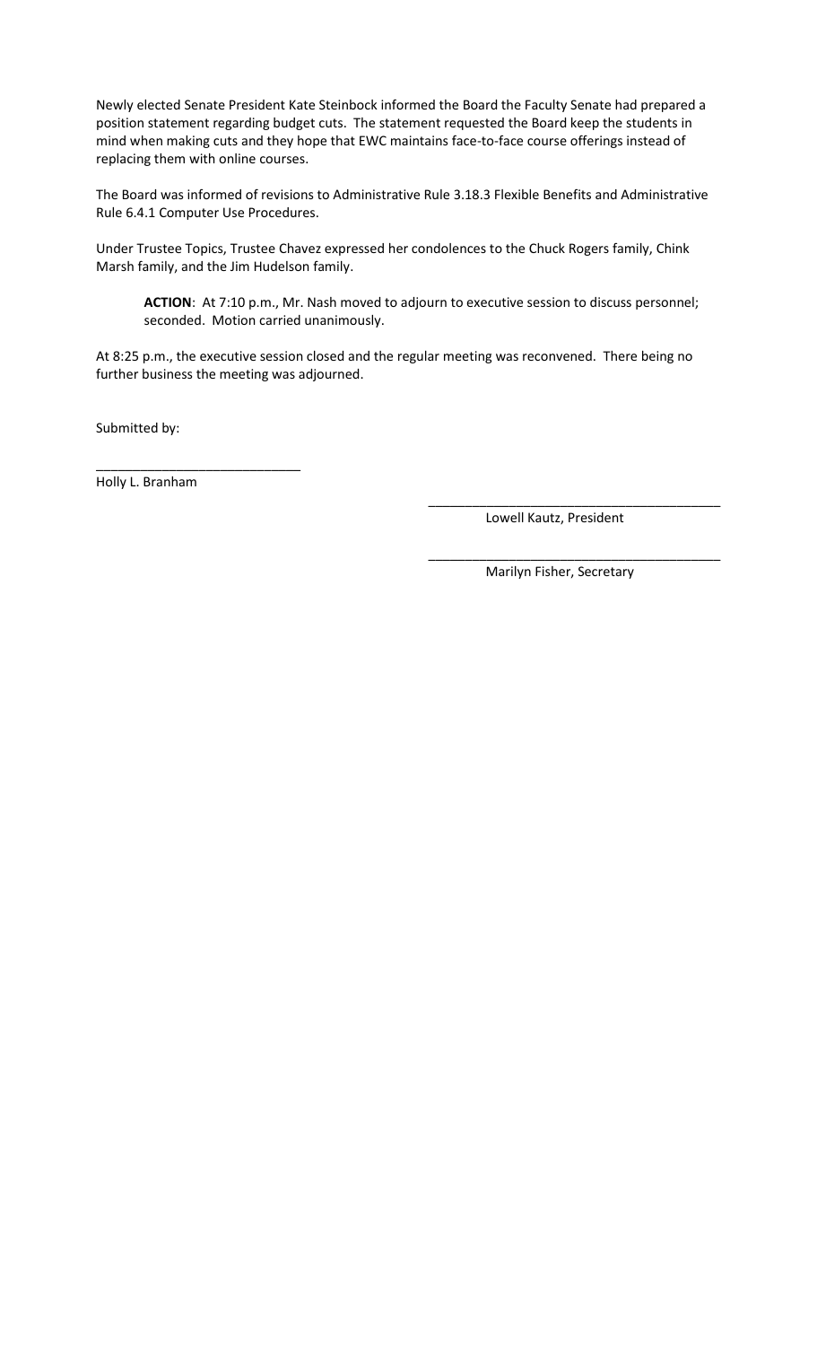Newly elected Senate President Kate Steinbock informed the Board the Faculty Senate had prepared a position statement regarding budget cuts. The statement requested the Board keep the students in mind when making cuts and they hope that EWC maintains face-to-face course offerings instead of replacing them with online courses.

The Board was informed of revisions to Administrative Rule 3.18.3 Flexible Benefits and Administrative Rule 6.4.1 Computer Use Procedures.

Under Trustee Topics, Trustee Chavez expressed her condolences to the Chuck Rogers family, Chink Marsh family, and the Jim Hudelson family.

> **ACTION**: At 7:10 p.m., Mr. Nash moved to adjourn to executive session to discuss personnel; seconded. Motion carried unanimously.

At 8:25 p.m., the executive session closed and the regular meeting was reconvened. There being no further business the meeting was adjourned.

Submitted by:

\_\_\_\_\_\_\_\_\_\_\_\_\_\_\_\_\_\_\_\_\_\_\_\_\_\_\_\_

Holly L. Branham

\_\_\_\_\_\_\_\_\_\_\_\_\_\_\_\_\_\_\_\_\_\_\_\_\_\_\_\_\_\_\_\_\_\_\_\_\_\_\_\_

Lowell Kautz, President

\_\_\_\_\_\_\_\_\_\_\_\_\_\_\_\_\_\_\_\_\_\_\_\_\_\_\_\_\_\_\_\_\_\_\_\_\_\_\_\_

Marilyn Fisher, Secretary